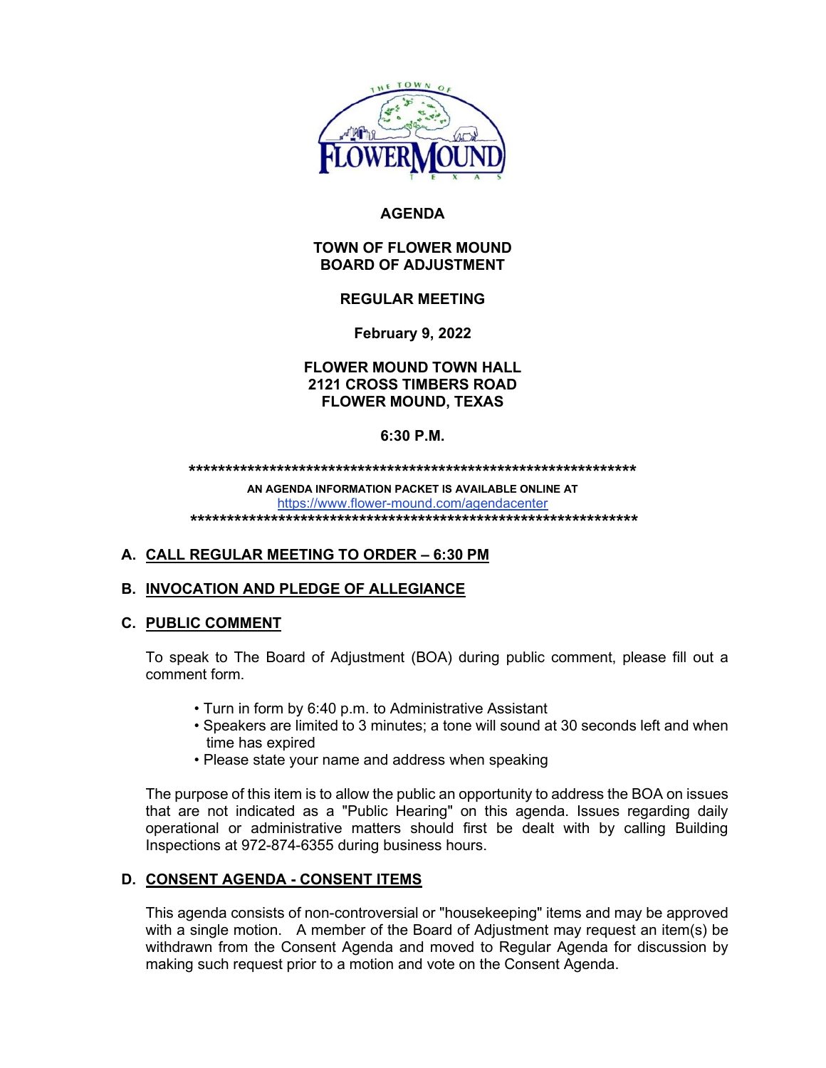# AGENDA

## TOWN OF FLOWER MOUND
## BOARD OF ADJUSTMENT

## REGULAR MEETING

**February 9, 2022**

**FLOWER MOUND TOWN HALL**
**2121 CROSS TIMBERS ROAD**
**FLOWER MOUND, TEXAS**

**6:30 P.M.**

*****************************************************************

**AN AGENDA INFORMATION PACKET IS AVAILABLE ONLINE AT**
https://www.flower-mound.com/agendacenter

*****************************************************************

## A. CALL REGULAR MEETING TO ORDER – 6:30 PM

## B. INVOCATION AND PLEDGE OF ALLEGIANCE

## C. PUBLIC COMMENT

To speak to The Board of Adjustment (BOA) during public comment, please fill out a comment form.

- Turn in form by 6:40 p.m. to Administrative Assistant
- Speakers are limited to 3 minutes; a tone will sound at 30 seconds left and when time has expired
- Please state your name and address when speaking

The purpose of this item is to allow the public an opportunity to address the BOA on issues that are not indicated as a "Public Hearing" on this agenda. Issues regarding daily operational or administrative matters should first be dealt with by calling Building Inspections at 972-874-6355 during business hours.

## D. CONSENT AGENDA - CONSENT ITEMS

This agenda consists of non-controversial or "housekeeping" items and may be approved with a single motion. A member of the Board of Adjustment may request an item(s) be withdrawn from the Consent Agenda and moved to Regular Agenda for discussion by making such request prior to a motion and vote on the Consent Agenda.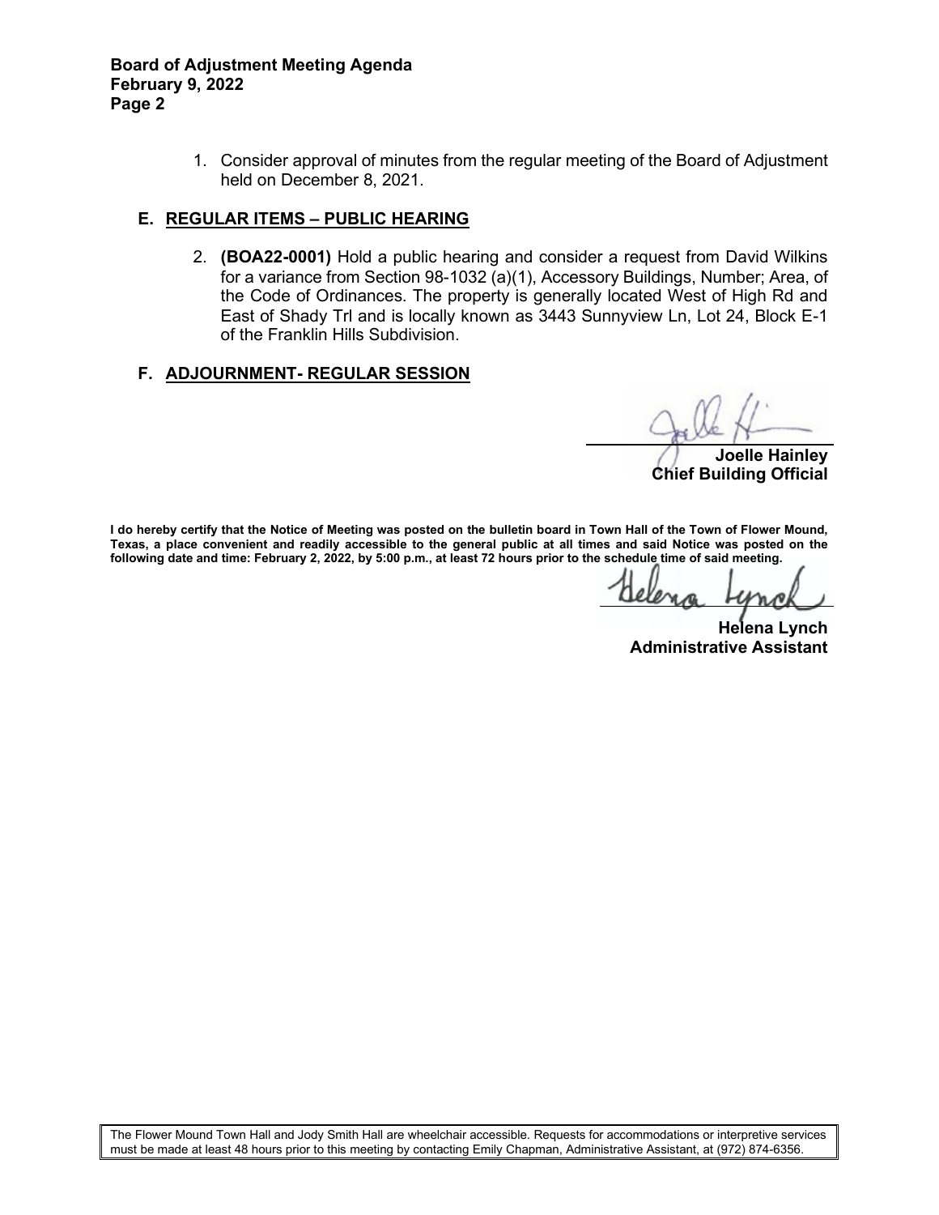1. Consider approval of minutes from the regular meeting of the Board of Adjustment held on December 8, 2021.

## E. REGULAR ITEMS – PUBLIC HEARING

2. **(BOA22-0001)** Hold a public hearing and consider a request from David Wilkins for a variance from Section 98-1032 (a)(1), Accessory Buildings, Number; Area, of the Code of Ordinances. The property is generally located West of High Rd and East of Shady Trl and is locally known as 3443 Sunnyview Ln, Lot 24, Block E-1 of the Franklin Hills Subdivision.

## F. ADJOURNMENT- REGULAR SESSION

**Joelle Hainley**
**Chief Building Official**

**I do hereby certify that the Notice of Meeting was posted on the bulletin board in Town Hall of the Town of Flower Mound, Texas, a place convenient and readily accessible to the general public at all times and said Notice was posted on the following date and time: February 2, 2022, by 5:00 p.m., at least 72 hours prior to the schedule time of said meeting.**

**Helena Lynch**
**Administrative Assistant**

The Flower Mound Town Hall and Jody Smith Hall are wheelchair accessible. Requests for accommodations or interpretive services must be made at least 48 hours prior to this meeting by contacting Emily Chapman, Administrative Assistant, at (972) 874-6356.